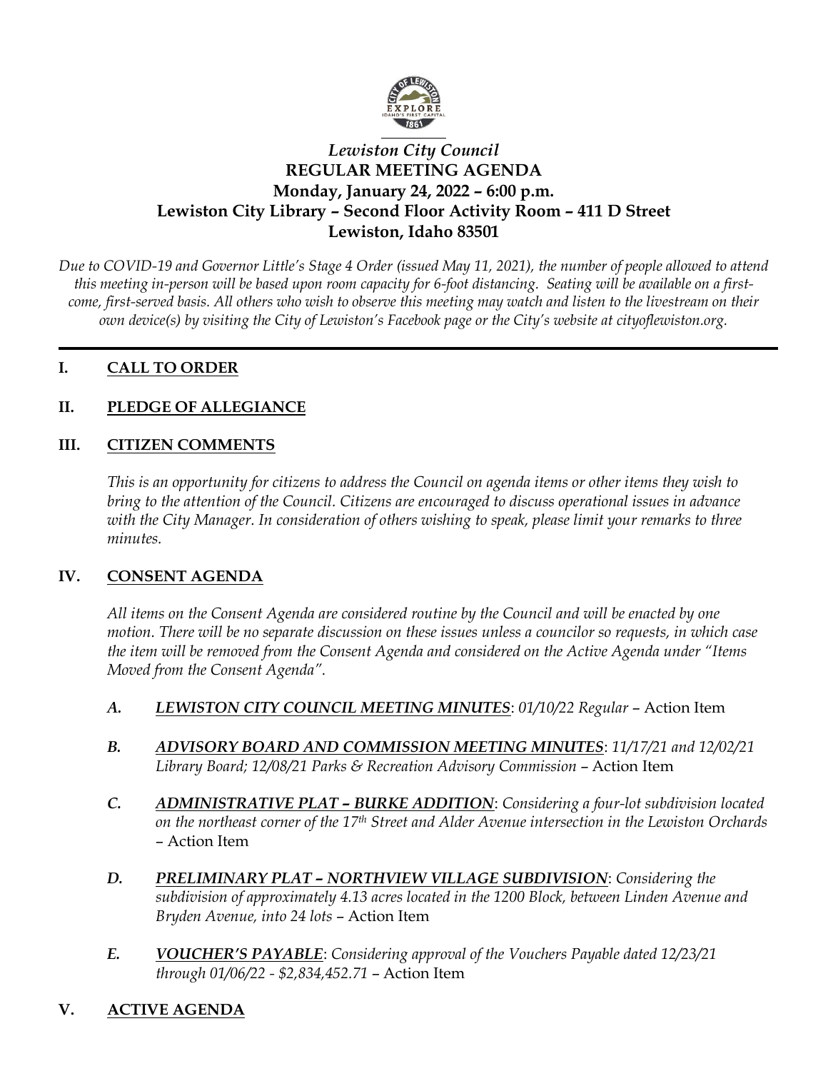*Lewiston City Council*

**REGULAR MEETING AGENDA**

**Monday, January 24, 2022 – 6:00 p.m.**

**Lewiston City Library – Second Floor Activity Room – 411 D Street**

**Lewiston, Idaho 83501**

*Due to COVID-19 and Governor Little's Stage 4 Order (issued May 11, 2021), the number of people allowed to attend this meeting in-person will be based upon room capacity for 6-foot distancing. Seating will be available on a first-come, first-served basis. All others who wish to observe this meeting may watch and listen to the livestream on their own device(s) by visiting the City of Lewiston's Facebook page or the City's website at cityoflewiston.org.*

---

## I. CALL TO ORDER

## II. PLEDGE OF ALLEGIANCE

## III. CITIZEN COMMENTS

*This is an opportunity for citizens to address the Council on agenda items or other items they wish to bring to the attention of the Council. Citizens are encouraged to discuss operational issues in advance with the City Manager. In consideration of others wishing to speak, please limit your remarks to three minutes.*

## IV. CONSENT AGENDA

*All items on the Consent Agenda are considered routine by the Council and will be enacted by one motion. There will be no separate discussion on these issues unless a councilor so requests, in which case the item will be removed from the Consent Agenda and considered on the Active Agenda under "Items Moved from the Consent Agenda".*

*A.* ***LEWISTON CITY COUNCIL MEETING MINUTES***: *01/10/22 Regular* – Action Item

*B.* ***ADVISORY BOARD AND COMMISSION MEETING MINUTES***: *11/17/21 and 12/02/21 Library Board; 12/08/21 Parks & Recreation Advisory Commission* – Action Item

*C.* ***ADMINISTRATIVE PLAT – BURKE ADDITION***: *Considering a four-lot subdivision located on the northeast corner of the 17th Street and Alder Avenue intersection in the Lewiston Orchards* – Action Item

*D.* ***PRELIMINARY PLAT – NORTHVIEW VILLAGE SUBDIVISION***: *Considering the subdivision of approximately 4.13 acres located in the 1200 Block, between Linden Avenue and Bryden Avenue, into 24 lots* – Action Item

*E.* ***VOUCHER'S PAYABLE***: *Considering approval of the Vouchers Payable dated 12/23/21 through 01/06/22 - $2,834,452.71* – Action Item

## V. ACTIVE AGENDA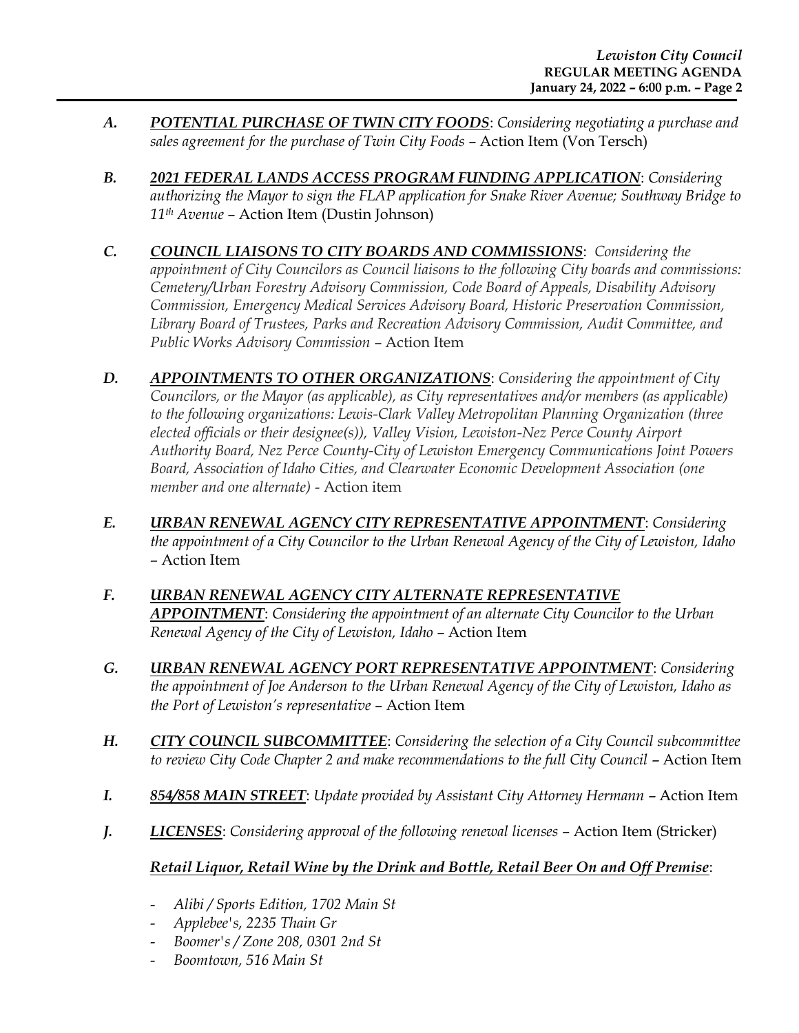*A.* ***POTENTIAL PURCHASE OF TWIN CITY FOODS***: *Considering negotiating a purchase and sales agreement for the purchase of Twin City Foods* – Action Item (Von Tersch)

*B.* ***2021 FEDERAL LANDS ACCESS PROGRAM FUNDING APPLICATION***: *Considering authorizing the Mayor to sign the FLAP application for Snake River Avenue; Southway Bridge to 11th Avenue* – Action Item (Dustin Johnson)

*C.* ***COUNCIL LIAISONS TO CITY BOARDS AND COMMISSIONS***: *Considering the appointment of City Councilors as Council liaisons to the following City boards and commissions: Cemetery/Urban Forestry Advisory Commission, Code Board of Appeals, Disability Advisory Commission, Emergency Medical Services Advisory Board, Historic Preservation Commission, Library Board of Trustees, Parks and Recreation Advisory Commission, Audit Committee, and Public Works Advisory Commission* – Action Item

*D.* ***APPOINTMENTS TO OTHER ORGANIZATIONS***: *Considering the appointment of City Councilors, or the Mayor (as applicable), as City representatives and/or members (as applicable) to the following organizations: Lewis-Clark Valley Metropolitan Planning Organization (three elected officials or their designee(s)), Valley Vision, Lewiston-Nez Perce County Airport Authority Board, Nez Perce County-City of Lewiston Emergency Communications Joint Powers Board, Association of Idaho Cities, and Clearwater Economic Development Association (one member and one alternate)* - Action item

*E.* ***URBAN RENEWAL AGENCY CITY REPRESENTATIVE APPOINTMENT***: *Considering the appointment of a City Councilor to the Urban Renewal Agency of the City of Lewiston, Idaho* – Action Item

*F.* ***URBAN RENEWAL AGENCY CITY ALTERNATE REPRESENTATIVE APPOINTMENT***: *Considering the appointment of an alternate City Councilor to the Urban Renewal Agency of the City of Lewiston, Idaho* – Action Item

*G.* ***URBAN RENEWAL AGENCY PORT REPRESENTATIVE APPOINTMENT***: *Considering the appointment of Joe Anderson to the Urban Renewal Agency of the City of Lewiston, Idaho as the Port of Lewiston's representative* – Action Item

*H.* ***CITY COUNCIL SUBCOMMITTEE***: *Considering the selection of a City Council subcommittee to review City Code Chapter 2 and make recommendations to the full City Council* – Action Item

*I.* ***854/858 MAIN STREET***: *Update provided by Assistant City Attorney Hermann* – Action Item

*J.* ***LICENSES***: *Considering approval of the following renewal licenses* – Action Item (Stricker)

***Retail Liquor, Retail Wine by the Drink and Bottle, Retail Beer On and Off Premise***:

- *Alibi / Sports Edition, 1702 Main St*
- *Applebee's, 2235 Thain Gr*
- *Boomer's / Zone 208, 0301 2nd St*
- *Boomtown, 516 Main St*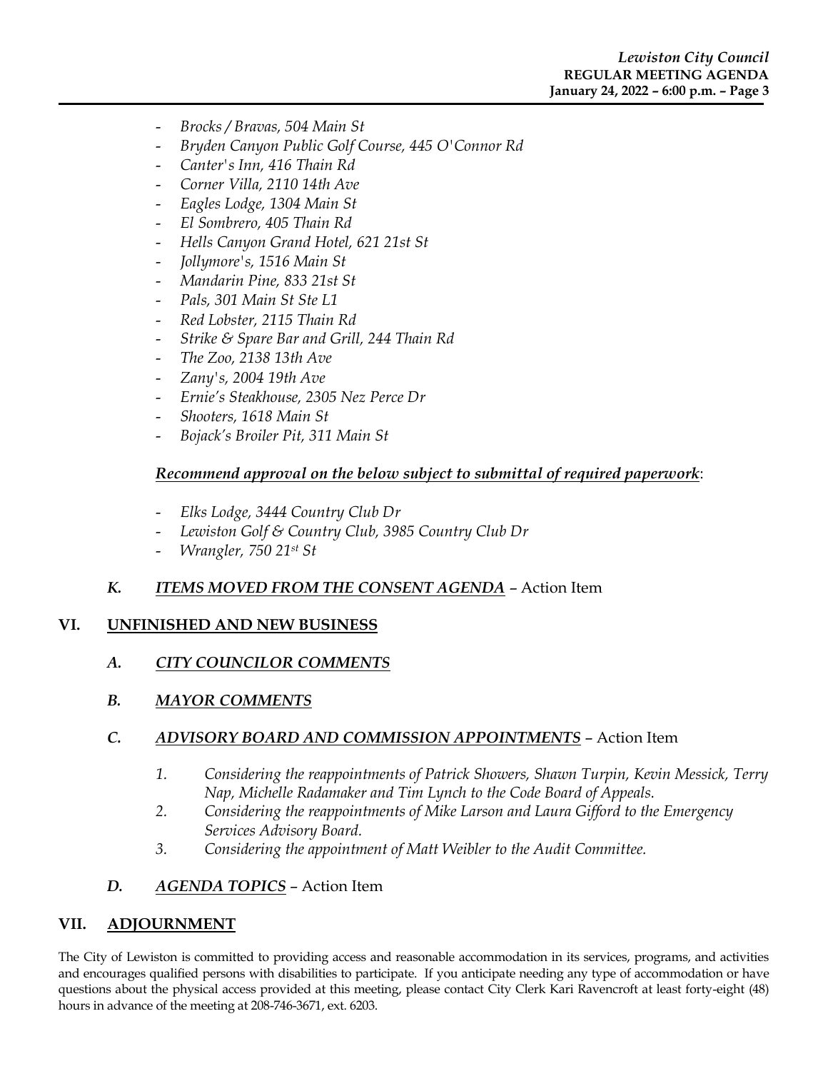- *Brocks / Bravas, 504 Main St*
- *Bryden Canyon Public Golf Course, 445 O'Connor Rd*
- *Canter's Inn, 416 Thain Rd*
- *Corner Villa, 2110 14th Ave*
- *Eagles Lodge, 1304 Main St*
- *El Sombrero, 405 Thain Rd*
- *Hells Canyon Grand Hotel, 621 21st St*
- *Jollymore's, 1516 Main St*
- *Mandarin Pine, 833 21st St*
- *Pals, 301 Main St Ste L1*
- *Red Lobster, 2115 Thain Rd*
- *Strike & Spare Bar and Grill, 244 Thain Rd*
- *The Zoo, 2138 13th Ave*
- *Zany's, 2004 19th Ave*
- *Ernie's Steakhouse, 2305 Nez Perce Dr*
- *Shooters, 1618 Main St*
- *Bojack's Broiler Pit, 311 Main St*

***Recommend approval on the below subject to submittal of required paperwork***:

- *Elks Lodge, 3444 Country Club Dr*
- *Lewiston Golf & Country Club, 3985 Country Club Dr*
- *Wrangler, 750 21st St*

### *K.* ***ITEMS MOVED FROM THE CONSENT AGENDA*** – Action Item

## VI. UNFINISHED AND NEW BUSINESS

### *A.* ***CITY COUNCILOR COMMENTS***

### *B.* ***MAYOR COMMENTS***

### *C.* ***ADVISORY BOARD AND COMMISSION APPOINTMENTS*** – Action Item

1. *Considering the reappointments of Patrick Showers, Shawn Turpin, Kevin Messick, Terry Nap, Michelle Radamaker and Tim Lynch to the Code Board of Appeals.*
2. *Considering the reappointments of Mike Larson and Laura Gifford to the Emergency Services Advisory Board.*
3. *Considering the appointment of Matt Weibler to the Audit Committee.*

### *D.* ***AGENDA TOPICS*** – Action Item

## VII. ADJOURNMENT

The City of Lewiston is committed to providing access and reasonable accommodation in its services, programs, and activities and encourages qualified persons with disabilities to participate. If you anticipate needing any type of accommodation or have questions about the physical access provided at this meeting, please contact City Clerk Kari Ravencroft at least forty-eight (48) hours in advance of the meeting at 208-746-3671, ext. 6203.